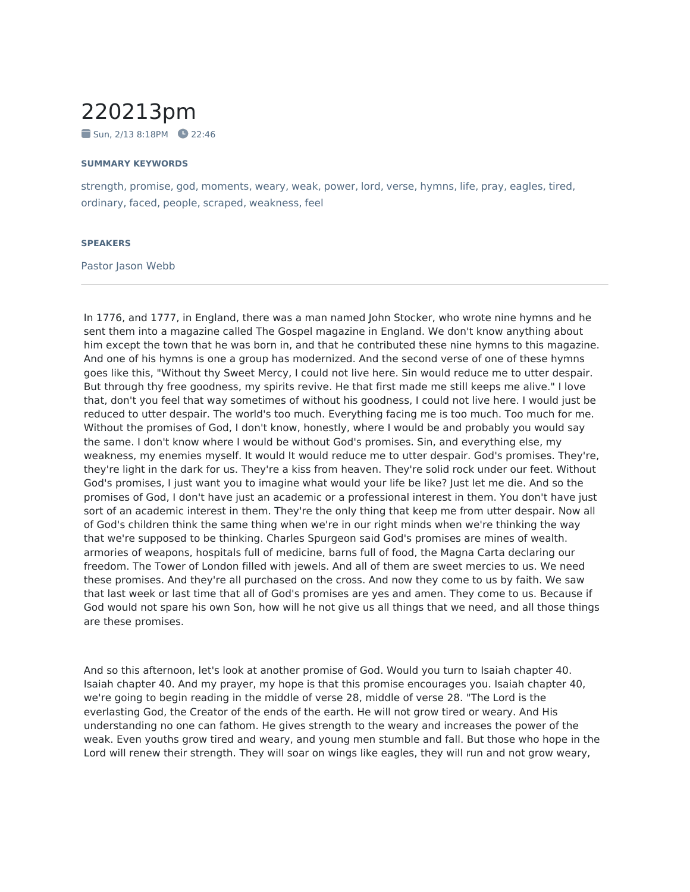# 220213pm

Sun, 2/13 8:18PM 22:46

**SUMMARY KEYWORDS**

strength, promise, god, moments, weary, weak, power, lord, verse, hymns, life, pray, eagles, tired, ordinary, faced, people, scraped, weakness, feel

**SPEAKERS**

Pastor Jason Webb

---

In 1776, and 1777, in England, there was a man named John Stocker, who wrote nine hymns and he sent them into a magazine called The Gospel magazine in England. We don't know anything about him except the town that he was born in, and that he contributed these nine hymns to this magazine. And one of his hymns is one a group has modernized. And the second verse of one of these hymns goes like this, "Without thy Sweet Mercy, I could not live here. Sin would reduce me to utter despair. But through thy free goodness, my spirits revive. He that first made me still keeps me alive." I love that, don't you feel that way sometimes of without his goodness, I could not live here. I would just be reduced to utter despair. The world's too much. Everything facing me is too much. Too much for me. Without the promises of God, I don't know, honestly, where I would be and probably you would say the same. I don't know where I would be without God's promises. Sin, and everything else, my weakness, my enemies myself. It would It would reduce me to utter despair. God's promises. They're, they're light in the dark for us. They're a kiss from heaven. They're solid rock under our feet. Without God's promises, I just want you to imagine what would your life be like? Just let me die. And so the promises of God, I don't have just an academic or a professional interest in them. You don't have just sort of an academic interest in them. They're the only thing that keep me from utter despair. Now all of God's children think the same thing when we're in our right minds when we're thinking the way that we're supposed to be thinking. Charles Spurgeon said God's promises are mines of wealth. armories of weapons, hospitals full of medicine, barns full of food, the Magna Carta declaring our freedom. The Tower of London filled with jewels. And all of them are sweet mercies to us. We need these promises. And they're all purchased on the cross. And now they come to us by faith. We saw that last week or last time that all of God's promises are yes and amen. They come to us. Because if God would not spare his own Son, how will he not give us all things that we need, and all those things are these promises.

And so this afternoon, let's look at another promise of God. Would you turn to Isaiah chapter 40. Isaiah chapter 40. And my prayer, my hope is that this promise encourages you. Isaiah chapter 40, we're going to begin reading in the middle of verse 28, middle of verse 28. "The Lord is the everlasting God, the Creator of the ends of the earth. He will not grow tired or weary. And His understanding no one can fathom. He gives strength to the weary and increases the power of the weak. Even youths grow tired and weary, and young men stumble and fall. But those who hope in the Lord will renew their strength. They will soar on wings like eagles, they will run and not grow weary,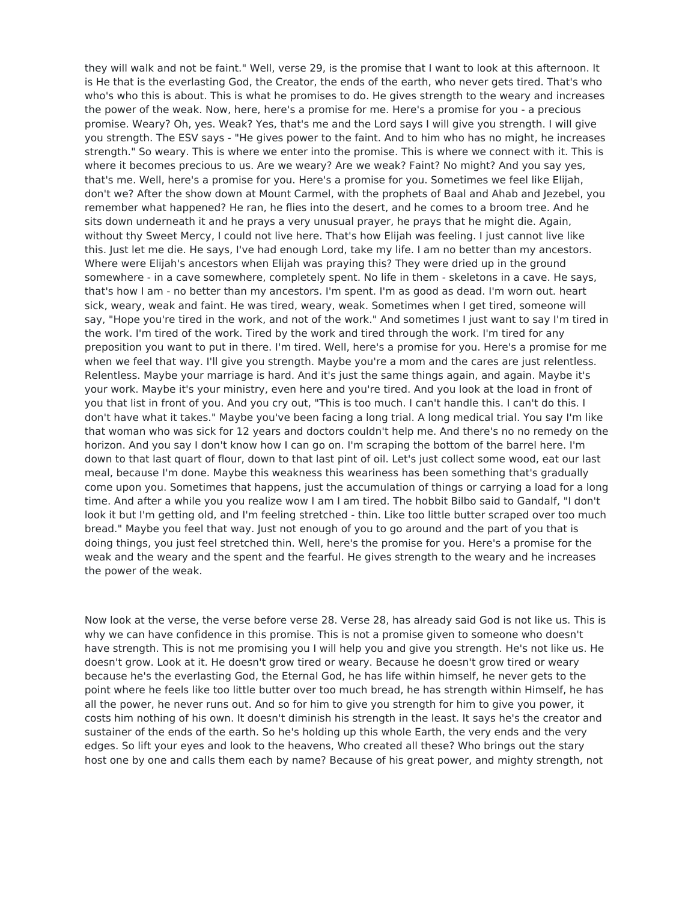they will walk and not be faint." Well, verse 29, is the promise that I want to look at this afternoon. It is He that is the everlasting God, the Creator, the ends of the earth, who never gets tired. That's who who's who this is about. This is what he promises to do. He gives strength to the weary and increases the power of the weak. Now, here, here's a promise for me. Here's a promise for you - a precious promise. Weary? Oh, yes. Weak? Yes, that's me and the Lord says I will give you strength. I will give you strength. The ESV says - "He gives power to the faint. And to him who has no might, he increases strength." So weary. This is where we enter into the promise. This is where we connect with it. This is where it becomes precious to us. Are we weary? Are we weak? Faint? No might? And you say yes, that's me. Well, here's a promise for you. Here's a promise for you. Sometimes we feel like Elijah, don't we? After the show down at Mount Carmel, with the prophets of Baal and Ahab and Jezebel, you remember what happened? He ran, he flies into the desert, and he comes to a broom tree. And he sits down underneath it and he prays a very unusual prayer, he prays that he might die. Again, without thy Sweet Mercy, I could not live here. That's how Elijah was feeling. I just cannot live like this. Just let me die. He says, I've had enough Lord, take my life. I am no better than my ancestors. Where were Elijah's ancestors when Elijah was praying this? They were dried up in the ground somewhere - in a cave somewhere, completely spent. No life in them - skeletons in a cave. He says, that's how I am - no better than my ancestors. I'm spent. I'm as good as dead. I'm worn out. heart sick, weary, weak and faint. He was tired, weary, weak. Sometimes when I get tired, someone will say, "Hope you're tired in the work, and not of the work." And sometimes I just want to say I'm tired in the work. I'm tired of the work. Tired by the work and tired through the work. I'm tired for any preposition you want to put in there. I'm tired. Well, here's a promise for you. Here's a promise for me when we feel that way. I'll give you strength. Maybe you're a mom and the cares are just relentless. Relentless. Maybe your marriage is hard. And it's just the same things again, and again. Maybe it's your work. Maybe it's your ministry, even here and you're tired. And you look at the load in front of you that list in front of you. And you cry out, "This is too much. I can't handle this. I can't do this. I don't have what it takes." Maybe you've been facing a long trial. A long medical trial. You say I'm like that woman who was sick for 12 years and doctors couldn't help me. And there's no no remedy on the horizon. And you say I don't know how I can go on. I'm scraping the bottom of the barrel here. I'm down to that last quart of flour, down to that last pint of oil. Let's just collect some wood, eat our last meal, because I'm done. Maybe this weakness this weariness has been something that's gradually come upon you. Sometimes that happens, just the accumulation of things or carrying a load for a long time. And after a while you you realize wow I am I am tired. The hobbit Bilbo said to Gandalf, "I don't look it but I'm getting old, and I'm feeling stretched - thin. Like too little butter scraped over too much bread." Maybe you feel that way. Just not enough of you to go around and the part of you that is doing things, you just feel stretched thin. Well, here's the promise for you. Here's a promise for the weak and the weary and the spent and the fearful. He gives strength to the weary and he increases the power of the weak.

Now look at the verse, the verse before verse 28. Verse 28, has already said God is not like us. This is why we can have confidence in this promise. This is not a promise given to someone who doesn't have strength. This is not me promising you I will help you and give you strength. He's not like us. He doesn't grow. Look at it. He doesn't grow tired or weary. Because he doesn't grow tired or weary because he's the everlasting God, the Eternal God, he has life within himself, he never gets to the point where he feels like too little butter over too much bread, he has strength within Himself, he has all the power, he never runs out. And so for him to give you strength for him to give you power, it costs him nothing of his own. It doesn't diminish his strength in the least. It says he's the creator and sustainer of the ends of the earth. So he's holding up this whole Earth, the very ends and the very edges. So lift your eyes and look to the heavens, Who created all these? Who brings out the stary host one by one and calls them each by name? Because of his great power, and mighty strength, not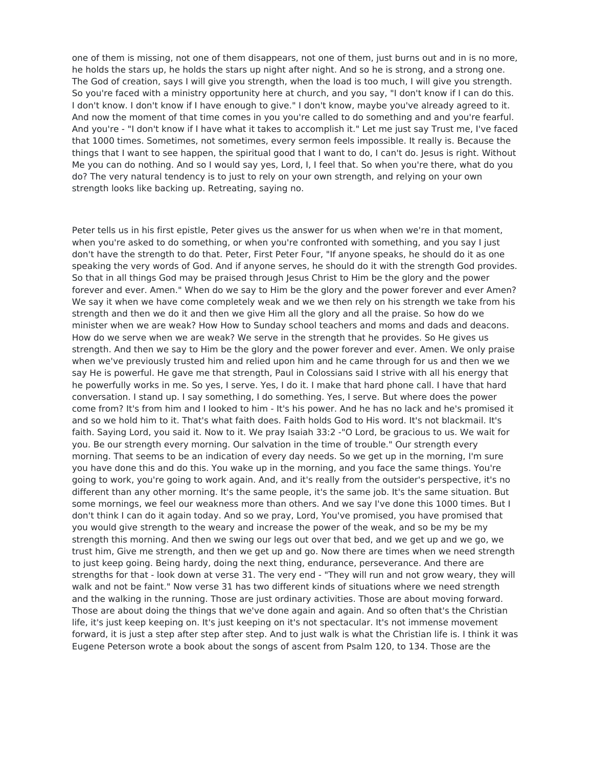one of them is missing, not one of them disappears, not one of them, just burns out and in is no more, he holds the stars up, he holds the stars up night after night. And so he is strong, and a strong one. The God of creation, says I will give you strength, when the load is too much, I will give you strength. So you're faced with a ministry opportunity here at church, and you say, "I don't know if I can do this. I don't know. I don't know if I have enough to give." I don't know, maybe you've already agreed to it. And now the moment of that time comes in you you're called to do something and and you're fearful. And you're - "I don't know if I have what it takes to accomplish it." Let me just say Trust me, I've faced that 1000 times. Sometimes, not sometimes, every sermon feels impossible. It really is. Because the things that I want to see happen, the spiritual good that I want to do, I can't do. Jesus is right. Without Me you can do nothing. And so I would say yes, Lord, I, I feel that. So when you're there, what do you do? The very natural tendency is to just to rely on your own strength, and relying on your own strength looks like backing up. Retreating, saying no.

Peter tells us in his first epistle, Peter gives us the answer for us when when we're in that moment, when you're asked to do something, or when you're confronted with something, and you say I just don't have the strength to do that. Peter, First Peter Four, "If anyone speaks, he should do it as one speaking the very words of God. And if anyone serves, he should do it with the strength God provides. So that in all things God may be praised through Jesus Christ to Him be the glory and the power forever and ever. Amen." When do we say to Him be the glory and the power forever and ever Amen? We say it when we have come completely weak and we we then rely on his strength we take from his strength and then we do it and then we give Him all the glory and all the praise. So how do we minister when we are weak? How How to Sunday school teachers and moms and dads and deacons. How do we serve when we are weak? We serve in the strength that he provides. So He gives us strength. And then we say to Him be the glory and the power forever and ever. Amen. We only praise when we've previously trusted him and relied upon him and he came through for us and then we we say He is powerful. He gave me that strength, Paul in Colossians said I strive with all his energy that he powerfully works in me. So yes, I serve. Yes, I do it. I make that hard phone call. I have that hard conversation. I stand up. I say something, I do something. Yes, I serve. But where does the power come from? It's from him and I looked to him - It's his power. And he has no lack and he's promised it and so we hold him to it. That's what faith does. Faith holds God to His word. It's not blackmail. It's faith. Saying Lord, you said it. Now to it. We pray Isaiah 33:2 -"O Lord, be gracious to us. We wait for you. Be our strength every morning. Our salvation in the time of trouble." Our strength every morning. That seems to be an indication of every day needs. So we get up in the morning, I'm sure you have done this and do this. You wake up in the morning, and you face the same things. You're going to work, you're going to work again. And, and it's really from the outsider's perspective, it's no different than any other morning. It's the same people, it's the same job. It's the same situation. But some mornings, we feel our weakness more than others. And we say I've done this 1000 times. But I don't think I can do it again today. And so we pray, Lord, You've promised, you have promised that you would give strength to the weary and increase the power of the weak, and so be my be my strength this morning. And then we swing our legs out over that bed, and we get up and we go, we trust him, Give me strength, and then we get up and go. Now there are times when we need strength to just keep going. Being hardy, doing the next thing, endurance, perseverance. And there are strengths for that - look down at verse 31. The very end - "They will run and not grow weary, they will walk and not be faint." Now verse 31 has two different kinds of situations where we need strength and the walking in the running. Those are just ordinary activities. Those are about moving forward. Those are about doing the things that we've done again and again. And so often that's the Christian life, it's just keep keeping on. It's just keeping on it's not spectacular. It's not immense movement forward, it is just a step after step after step. And to just walk is what the Christian life is. I think it was Eugene Peterson wrote a book about the songs of ascent from Psalm 120, to 134. Those are the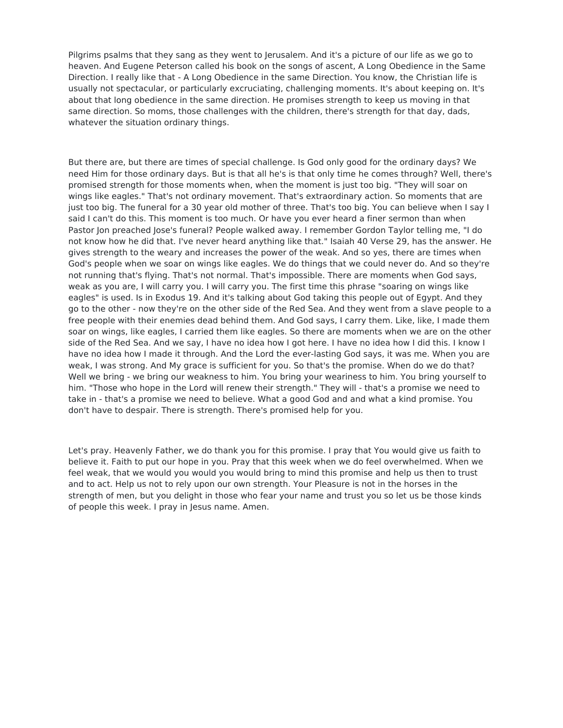Pilgrims psalms that they sang as they went to Jerusalem. And it's a picture of our life as we go to heaven. And Eugene Peterson called his book on the songs of ascent, A Long Obedience in the Same Direction. I really like that - A Long Obedience in the same Direction. You know, the Christian life is usually not spectacular, or particularly excruciating, challenging moments. It's about keeping on. It's about that long obedience in the same direction. He promises strength to keep us moving in that same direction. So moms, those challenges with the children, there's strength for that day, dads, whatever the situation ordinary things.

But there are, but there are times of special challenge. Is God only good for the ordinary days? We need Him for those ordinary days. But is that all he's is that only time he comes through? Well, there's promised strength for those moments when, when the moment is just too big. "They will soar on wings like eagles." That's not ordinary movement. That's extraordinary action. So moments that are just too big. The funeral for a 30 year old mother of three. That's too big. You can believe when I say I said I can't do this. This moment is too much. Or have you ever heard a finer sermon than when Pastor Jon preached Jose's funeral? People walked away. I remember Gordon Taylor telling me, "I do not know how he did that. I've never heard anything like that." Isaiah 40 Verse 29, has the answer. He gives strength to the weary and increases the power of the weak. And so yes, there are times when God's people when we soar on wings like eagles. We do things that we could never do. And so they're not running that's flying. That's not normal. That's impossible. There are moments when God says, weak as you are, I will carry you. I will carry you. The first time this phrase "soaring on wings like eagles" is used. Is in Exodus 19. And it's talking about God taking this people out of Egypt. And they go to the other - now they're on the other side of the Red Sea. And they went from a slave people to a free people with their enemies dead behind them. And God says, I carry them. Like, like, I made them soar on wings, like eagles, I carried them like eagles. So there are moments when we are on the other side of the Red Sea. And we say, I have no idea how I got here. I have no idea how I did this. I know I have no idea how I made it through. And the Lord the ever-lasting God says, it was me. When you are weak, I was strong. And My grace is sufficient for you. So that's the promise. When do we do that? Well we bring - we bring our weakness to him. You bring your weariness to him. You bring yourself to him. "Those who hope in the Lord will renew their strength." They will - that's a promise we need to take in - that's a promise we need to believe. What a good God and and what a kind promise. You don't have to despair. There is strength. There's promised help for you.

Let's pray. Heavenly Father, we do thank you for this promise. I pray that You would give us faith to believe it. Faith to put our hope in you. Pray that this week when we do feel overwhelmed. When we feel weak, that we would you would you would bring to mind this promise and help us then to trust and to act. Help us not to rely upon our own strength. Your Pleasure is not in the horses in the strength of men, but you delight in those who fear your name and trust you so let us be those kinds of people this week. I pray in Jesus name. Amen.